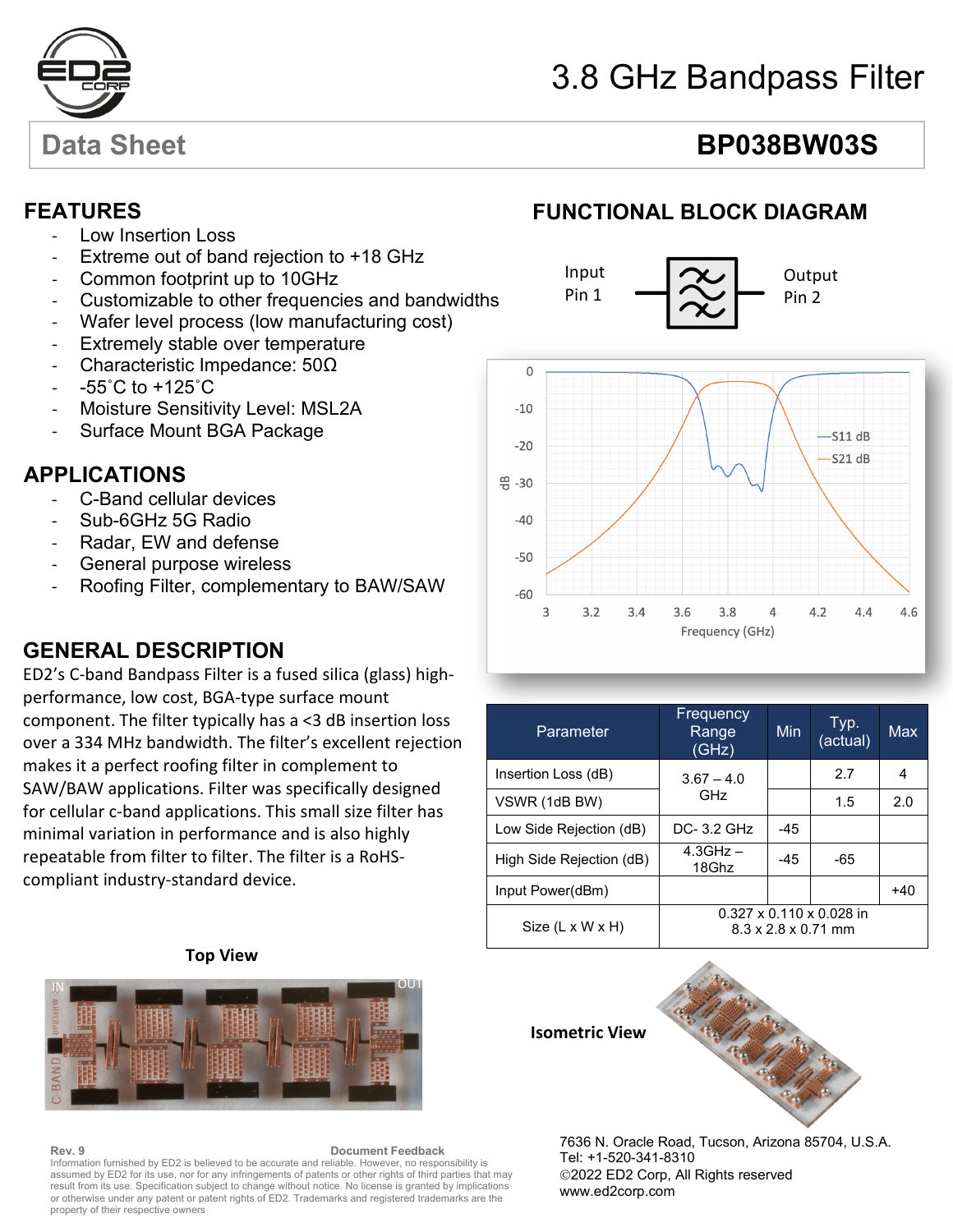# 3.8 GHz Bandpass Filter

**Data Sheet** **BP038BW03S**

## FEATURES

- Low Insertion Loss
- Extreme out of band rejection to +18 GHz
- Common footprint up to 10GHz
- Customizable to other frequencies and bandwidths
- Wafer level process (low manufacturing cost)
- Extremely stable over temperature
- Characteristic Impedance: 50Ω
- -55˚C to +125˚C
- Moisture Sensitivity Level: MSL2A
- Surface Mount BGA Package

## APPLICATIONS

- C-Band cellular devices
- Sub-6GHz 5G Radio
- Radar, EW and defense
- General purpose wireless
- Roofing Filter, complementary to BAW/SAW

## GENERAL DESCRIPTION

ED2's C-band Bandpass Filter is a fused silica (glass) high-performance, low cost, BGA-type surface mount component. The filter typically has a <3 dB insertion loss over a 334 MHz bandwidth. The filter's excellent rejection makes it a perfect roofing filter in complement to SAW/BAW applications. Filter was specifically designed for cellular c-band applications. This small size filter has minimal variation in performance and is also highly repeatable from filter to filter. The filter is a RoHS-compliant industry-standard device.

## FUNCTIONAL BLOCK DIAGRAM

Input Pin 1 → Output Pin 2

| Parameter | Frequency Range (GHz) | Min | Typ. (actual) | Max |
|---|---|---|---|---|
| Insertion Loss (dB) | 3.67 – 4.0 GHz | | 2.7 | 4 |
| VSWR (1dB BW) | | | 1.5 | 2.0 |
| Low Side Rejection (dB) | DC- 3.2 GHz | -45 | | |
| High Side Rejection (dB) | 4.3GHz – 18Ghz | -45 | -65 | |
| Input Power(dBm) | | | | +40 |
| Size (L x W x H) | 0.327 x 0.110 x 0.028 in<br>8.3 x 2.8 x 0.71 mm | | | |

**Top View**

**Isometric View**

Rev. 9

Document Feedback

Information furnished by ED2 is believed to be accurate and reliable. However, no responsibility is assumed by ED2 for its use, nor for any infringements of patents or other rights of third parties that may result from its use. Specification subject to change without notice. No license is granted by implications or otherwise under any patent or patent rights of ED2. Trademarks and registered trademarks are the property of their respective owners

7636 N. Oracle Road, Tucson, Arizona 85704, U.S.A.
Tel: +1-520-341-8310
©2022 ED2 Corp, All Rights reserved
www.ed2corp.com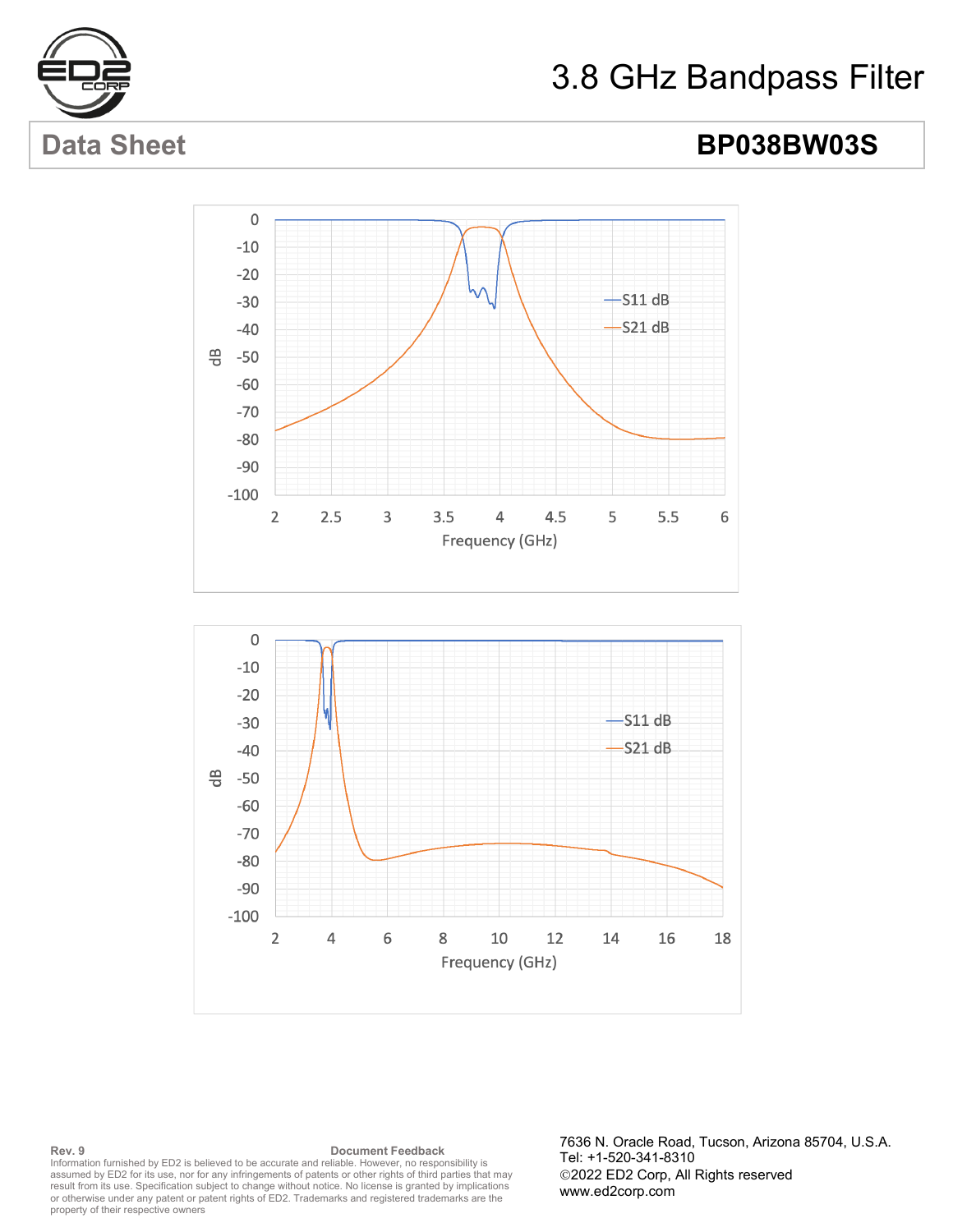# 3.8 GHz Bandpass Filter

## Data Sheet — BP038BW03S

Rev. 9

Document Feedback

Information furnished by ED2 is believed to be accurate and reliable. However, no responsibility is assumed by ED2 for its use, nor for any infringements of patents or other rights of third parties that may result from its use. Specification subject to change without notice. No license is granted by implications or otherwise under any patent or patent rights of ED2. Trademarks and registered trademarks are the property of their respective owners

7636 N. Oracle Road, Tucson, Arizona 85704, U.S.A.
Tel: +1-520-341-8310
©2022 ED2 Corp, All Rights reserved
www.ed2corp.com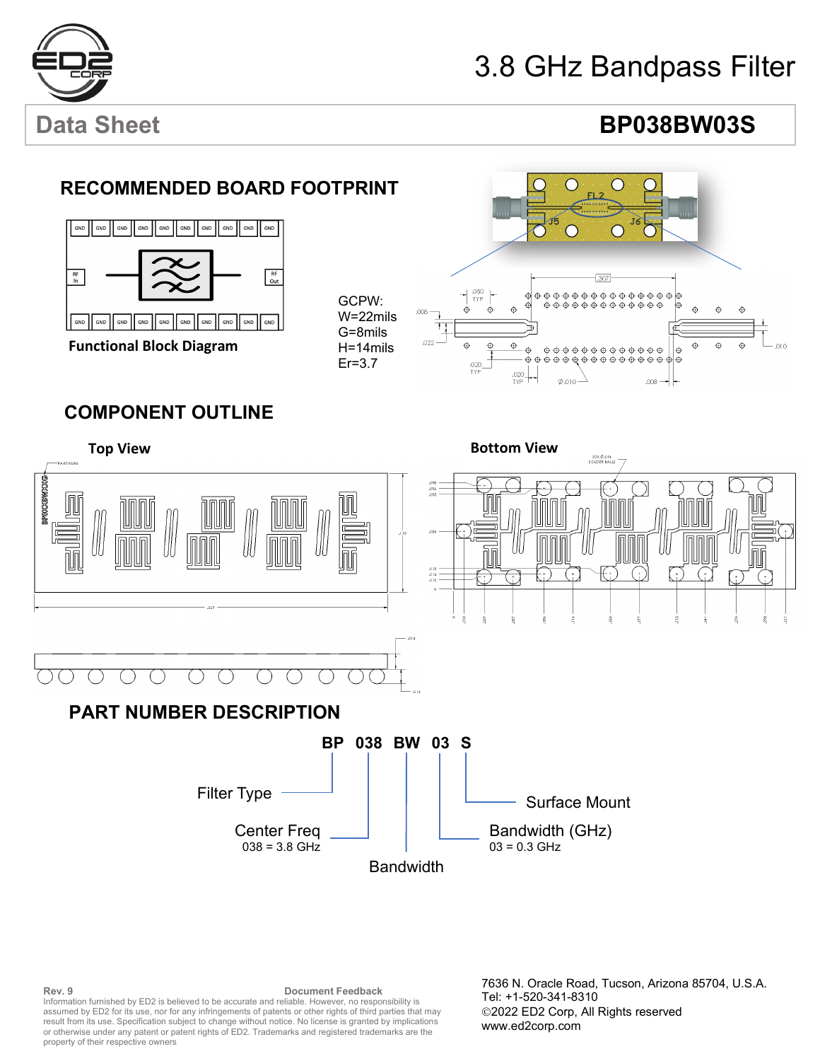# 3.8 GHz Bandpass Filter

## Data Sheet

**BP038BW03S**

## RECOMMENDED BOARD FOOTPRINT

GND GND GND GND GND GND GND GND GND GND

RF In

RF Out

GND GND GND GND GND GND GND GND GND GND

**Functional Block Diagram**

GCPW:
W=22mils
G=8mils
H=14mils
Er=3.7

## COMPONENT OUTLINE

**Top View**

**Bottom View**

## PART NUMBER DESCRIPTION

**BP 038 BW 03 S**

- Filter Type
- Center Freq: 038 = 3.8 GHz
- Bandwidth
- Bandwidth (GHz): 03 = 0.3 GHz
- Surface Mount

**Rev. 9**

**Document Feedback**

Information furnished by ED2 is believed to be accurate and reliable. However, no responsibility is assumed by ED2 for its use, nor for any infringements of patents or other rights of third parties that may result from its use. Specification subject to change without notice. No license is granted by implications or otherwise under any patent or patent rights of ED2. Trademarks and registered trademarks are the property of their respective owners

7636 N. Oracle Road, Tucson, Arizona 85704, U.S.A.
Tel: +1-520-341-8310
©2022 ED2 Corp, All Rights reserved
www.ed2corp.com